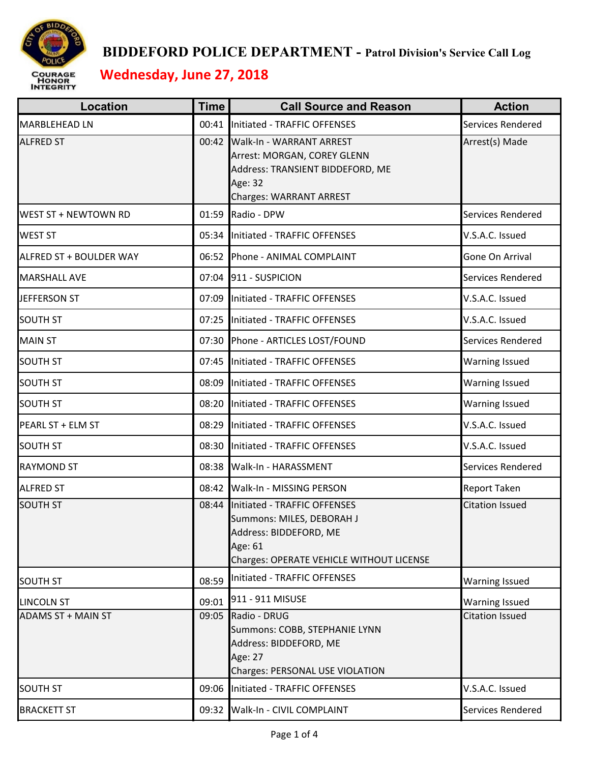# BIDDEFORD POLICE DEPARTMENT - Patrol Division's Service Call Log

## Wednesday, June 27, 2018

| Location | Time | Call Source and Reason | Action |
|---|---|---|---|
| MARBLEHEAD LN | 00:41 | Initiated - TRAFFIC OFFENSES | Services Rendered |
| ALFRED ST | 00:42 | Walk-In - WARRANT ARREST<br>Arrest: MORGAN, COREY GLENN<br>Address: TRANSIENT BIDDEFORD, ME<br>Age: 32<br>Charges: WARRANT ARREST | Arrest(s) Made |
| WEST ST + NEWTOWN RD | 01:59 | Radio - DPW | Services Rendered |
| WEST ST | 05:34 | Initiated - TRAFFIC OFFENSES | V.S.A.C. Issued |
| ALFRED ST + BOULDER WAY | 06:52 | Phone - ANIMAL COMPLAINT | Gone On Arrival |
| MARSHALL AVE | 07:04 | 911 - SUSPICION | Services Rendered |
| JEFFERSON ST | 07:09 | Initiated - TRAFFIC OFFENSES | V.S.A.C. Issued |
| SOUTH ST | 07:25 | Initiated - TRAFFIC OFFENSES | V.S.A.C. Issued |
| MAIN ST | 07:30 | Phone - ARTICLES LOST/FOUND | Services Rendered |
| SOUTH ST | 07:45 | Initiated - TRAFFIC OFFENSES | Warning Issued |
| SOUTH ST | 08:09 | Initiated - TRAFFIC OFFENSES | Warning Issued |
| SOUTH ST | 08:20 | Initiated - TRAFFIC OFFENSES | Warning Issued |
| PEARL ST + ELM ST | 08:29 | Initiated - TRAFFIC OFFENSES | V.S.A.C. Issued |
| SOUTH ST | 08:30 | Initiated - TRAFFIC OFFENSES | V.S.A.C. Issued |
| RAYMOND ST | 08:38 | Walk-In - HARASSMENT | Services Rendered |
| ALFRED ST | 08:42 | Walk-In - MISSING PERSON | Report Taken |
| SOUTH ST | 08:44 | Initiated - TRAFFIC OFFENSES<br>Summons: MILES, DEBORAH J<br>Address: BIDDEFORD, ME<br>Age: 61<br>Charges: OPERATE VEHICLE WITHOUT LICENSE | Citation Issued |
| SOUTH ST | 08:59 | Initiated - TRAFFIC OFFENSES | Warning Issued |
| LINCOLN ST | 09:01 | 911 - 911 MISUSE | Warning Issued |
| ADAMS ST + MAIN ST | 09:05 | Radio - DRUG<br>Summons: COBB, STEPHANIE LYNN<br>Address: BIDDEFORD, ME<br>Age: 27<br>Charges: PERSONAL USE VIOLATION | Citation Issued |
| SOUTH ST | 09:06 | Initiated - TRAFFIC OFFENSES | V.S.A.C. Issued |
| BRACKETT ST | 09:32 | Walk-In - CIVIL COMPLAINT | Services Rendered |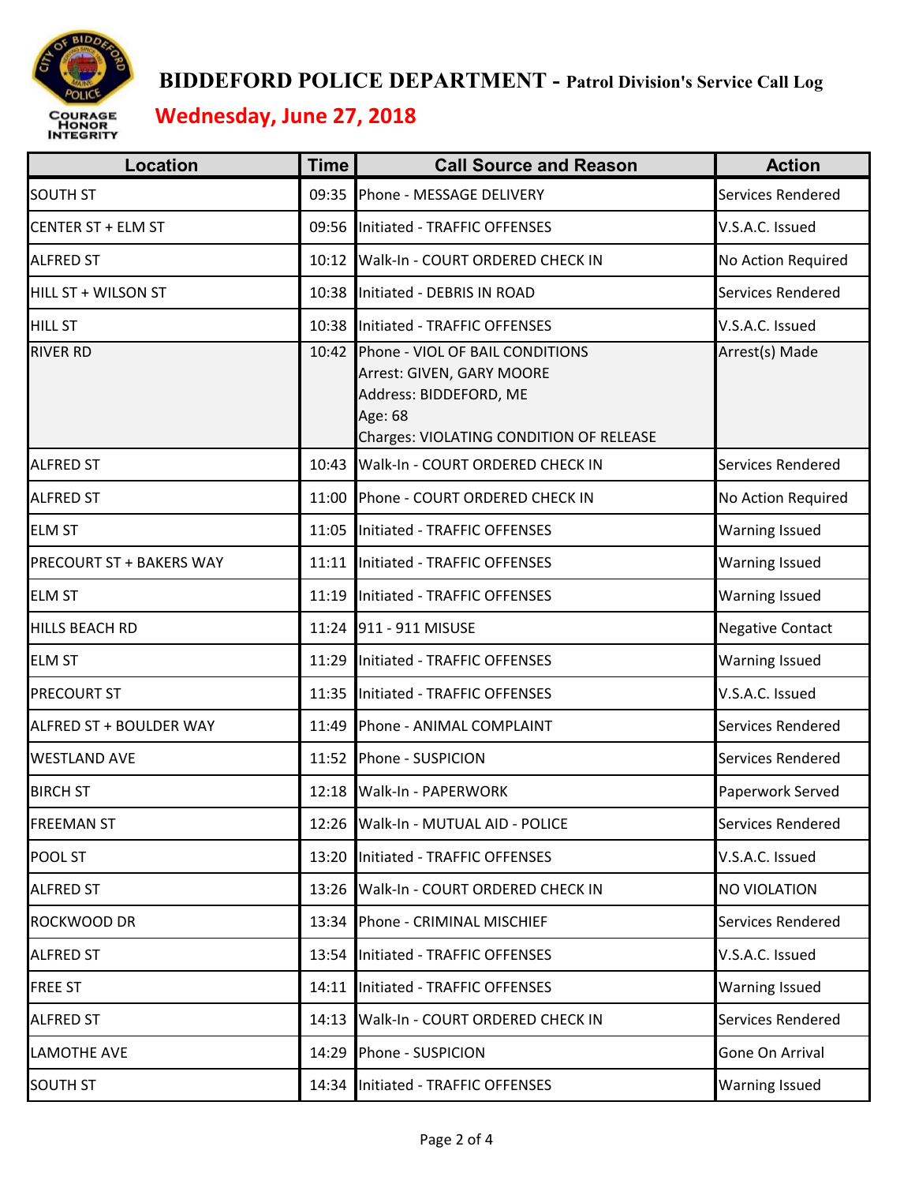# BIDDEFORD POLICE DEPARTMENT - Patrol Division's Service Call Log

## Wednesday, June 27, 2018

| Location | Time | Call Source and Reason | Action |
|---|---|---|---|
| SOUTH ST | 09:35 | Phone - MESSAGE DELIVERY | Services Rendered |
| CENTER ST + ELM ST | 09:56 | Initiated - TRAFFIC OFFENSES | V.S.A.C. Issued |
| ALFRED ST | 10:12 | Walk-In - COURT ORDERED CHECK IN | No Action Required |
| HILL ST + WILSON ST | 10:38 | Initiated - DEBRIS IN ROAD | Services Rendered |
| HILL ST | 10:38 | Initiated - TRAFFIC OFFENSES | V.S.A.C. Issued |
| RIVER RD | 10:42 | Phone - VIOL OF BAIL CONDITIONS<br>Arrest: GIVEN, GARY MOORE<br>Address: BIDDEFORD, ME<br>Age: 68<br>Charges: VIOLATING CONDITION OF RELEASE | Arrest(s) Made |
| ALFRED ST | 10:43 | Walk-In - COURT ORDERED CHECK IN | Services Rendered |
| ALFRED ST | 11:00 | Phone - COURT ORDERED CHECK IN | No Action Required |
| ELM ST | 11:05 | Initiated - TRAFFIC OFFENSES | Warning Issued |
| PRECOURT ST + BAKERS WAY | 11:11 | Initiated - TRAFFIC OFFENSES | Warning Issued |
| ELM ST | 11:19 | Initiated - TRAFFIC OFFENSES | Warning Issued |
| HILLS BEACH RD | 11:24 | 911 - 911 MISUSE | Negative Contact |
| ELM ST | 11:29 | Initiated - TRAFFIC OFFENSES | Warning Issued |
| PRECOURT ST | 11:35 | Initiated - TRAFFIC OFFENSES | V.S.A.C. Issued |
| ALFRED ST + BOULDER WAY | 11:49 | Phone - ANIMAL COMPLAINT | Services Rendered |
| WESTLAND AVE | 11:52 | Phone - SUSPICION | Services Rendered |
| BIRCH ST | 12:18 | Walk-In - PAPERWORK | Paperwork Served |
| FREEMAN ST | 12:26 | Walk-In - MUTUAL AID - POLICE | Services Rendered |
| POOL ST | 13:20 | Initiated - TRAFFIC OFFENSES | V.S.A.C. Issued |
| ALFRED ST | 13:26 | Walk-In - COURT ORDERED CHECK IN | NO VIOLATION |
| ROCKWOOD DR | 13:34 | Phone - CRIMINAL MISCHIEF | Services Rendered |
| ALFRED ST | 13:54 | Initiated - TRAFFIC OFFENSES | V.S.A.C. Issued |
| FREE ST | 14:11 | Initiated - TRAFFIC OFFENSES | Warning Issued |
| ALFRED ST | 14:13 | Walk-In - COURT ORDERED CHECK IN | Services Rendered |
| LAMOTHE AVE | 14:29 | Phone - SUSPICION | Gone On Arrival |
| SOUTH ST | 14:34 | Initiated - TRAFFIC OFFENSES | Warning Issued |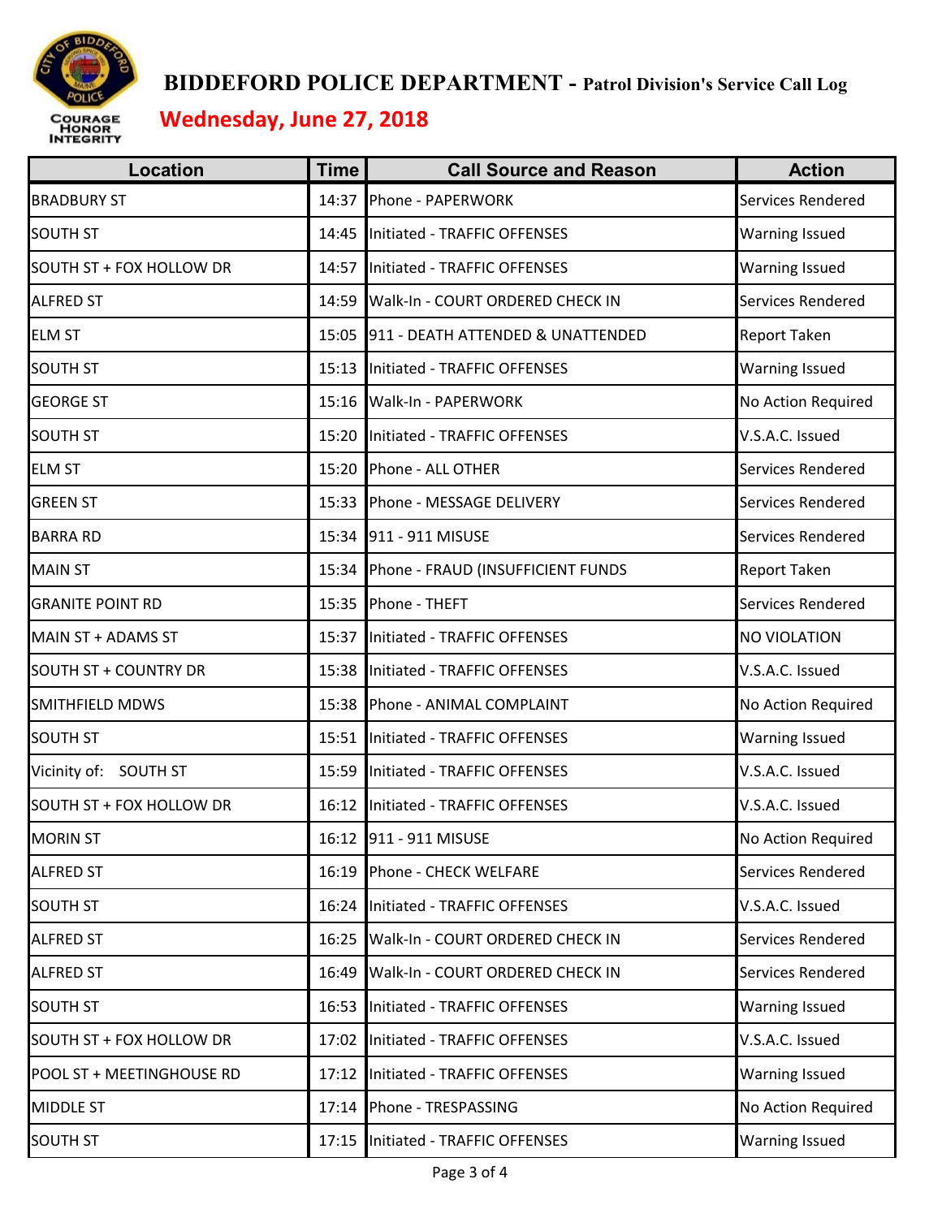# BIDDEFORD POLICE DEPARTMENT - Patrol Division's Service Call Log

## Wednesday, June 27, 2018

| Location | Time | Call Source and Reason | Action |
|---|---|---|---|
| BRADBURY ST | 14:37 | Phone - PAPERWORK | Services Rendered |
| SOUTH ST | 14:45 | Initiated - TRAFFIC OFFENSES | Warning Issued |
| SOUTH ST + FOX HOLLOW DR | 14:57 | Initiated - TRAFFIC OFFENSES | Warning Issued |
| ALFRED ST | 14:59 | Walk-In - COURT ORDERED CHECK IN | Services Rendered |
| ELM ST | 15:05 | 911 - DEATH ATTENDED & UNATTENDED | Report Taken |
| SOUTH ST | 15:13 | Initiated - TRAFFIC OFFENSES | Warning Issued |
| GEORGE ST | 15:16 | Walk-In - PAPERWORK | No Action Required |
| SOUTH ST | 15:20 | Initiated - TRAFFIC OFFENSES | V.S.A.C. Issued |
| ELM ST | 15:20 | Phone - ALL OTHER | Services Rendered |
| GREEN ST | 15:33 | Phone - MESSAGE DELIVERY | Services Rendered |
| BARRA RD | 15:34 | 911 - 911 MISUSE | Services Rendered |
| MAIN ST | 15:34 | Phone - FRAUD (INSUFFICIENT FUNDS | Report Taken |
| GRANITE POINT RD | 15:35 | Phone - THEFT | Services Rendered |
| MAIN ST + ADAMS ST | 15:37 | Initiated - TRAFFIC OFFENSES | NO VIOLATION |
| SOUTH ST + COUNTRY DR | 15:38 | Initiated - TRAFFIC OFFENSES | V.S.A.C. Issued |
| SMITHFIELD MDWS | 15:38 | Phone - ANIMAL COMPLAINT | No Action Required |
| SOUTH ST | 15:51 | Initiated - TRAFFIC OFFENSES | Warning Issued |
| Vicinity of: SOUTH ST | 15:59 | Initiated - TRAFFIC OFFENSES | V.S.A.C. Issued |
| SOUTH ST + FOX HOLLOW DR | 16:12 | Initiated - TRAFFIC OFFENSES | V.S.A.C. Issued |
| MORIN ST | 16:12 | 911 - 911 MISUSE | No Action Required |
| ALFRED ST | 16:19 | Phone - CHECK WELFARE | Services Rendered |
| SOUTH ST | 16:24 | Initiated - TRAFFIC OFFENSES | V.S.A.C. Issued |
| ALFRED ST | 16:25 | Walk-In - COURT ORDERED CHECK IN | Services Rendered |
| ALFRED ST | 16:49 | Walk-In - COURT ORDERED CHECK IN | Services Rendered |
| SOUTH ST | 16:53 | Initiated - TRAFFIC OFFENSES | Warning Issued |
| SOUTH ST + FOX HOLLOW DR | 17:02 | Initiated - TRAFFIC OFFENSES | V.S.A.C. Issued |
| POOL ST + MEETINGHOUSE RD | 17:12 | Initiated - TRAFFIC OFFENSES | Warning Issued |
| MIDDLE ST | 17:14 | Phone - TRESPASSING | No Action Required |
| SOUTH ST | 17:15 | Initiated - TRAFFIC OFFENSES | Warning Issued |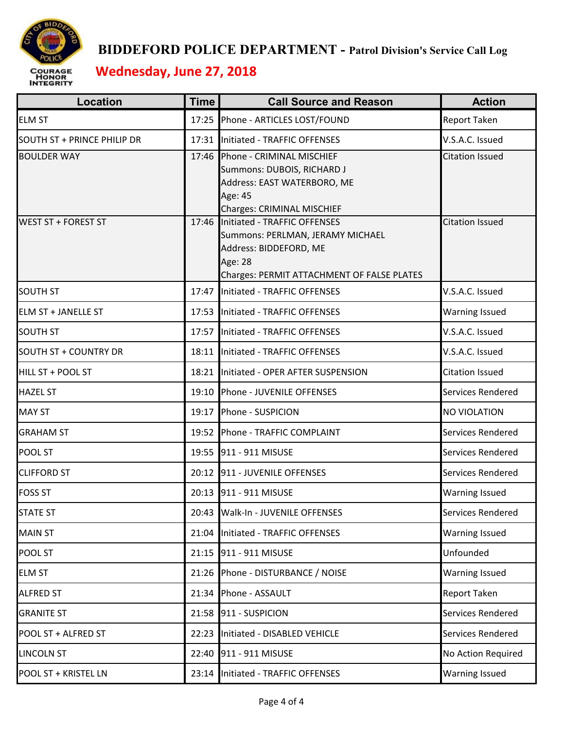# BIDDEFORD POLICE DEPARTMENT - Patrol Division's Service Call Log

## Wednesday, June 27, 2018

| Location | Time | Call Source and Reason | Action |
|---|---|---|---|
| ELM ST | 17:25 | Phone - ARTICLES LOST/FOUND | Report Taken |
| SOUTH ST + PRINCE PHILIP DR | 17:31 | Initiated - TRAFFIC OFFENSES | V.S.A.C. Issued |
| BOULDER WAY | 17:46 | Phone - CRIMINAL MISCHIEF<br>Summons: DUBOIS, RICHARD J<br>Address: EAST WATERBORO, ME<br>Age: 45<br>Charges: CRIMINAL MISCHIEF | Citation Issued |
| WEST ST + FOREST ST | 17:46 | Initiated - TRAFFIC OFFENSES<br>Summons: PERLMAN, JERAMY MICHAEL<br>Address: BIDDEFORD, ME<br>Age: 28<br>Charges: PERMIT ATTACHMENT OF FALSE PLATES | Citation Issued |
| SOUTH ST | 17:47 | Initiated - TRAFFIC OFFENSES | V.S.A.C. Issued |
| ELM ST + JANELLE ST | 17:53 | Initiated - TRAFFIC OFFENSES | Warning Issued |
| SOUTH ST | 17:57 | Initiated - TRAFFIC OFFENSES | V.S.A.C. Issued |
| SOUTH ST + COUNTRY DR | 18:11 | Initiated - TRAFFIC OFFENSES | V.S.A.C. Issued |
| HILL ST + POOL ST | 18:21 | Initiated - OPER AFTER SUSPENSION | Citation Issued |
| HAZEL ST | 19:10 | Phone - JUVENILE OFFENSES | Services Rendered |
| MAY ST | 19:17 | Phone - SUSPICION | NO VIOLATION |
| GRAHAM ST | 19:52 | Phone - TRAFFIC COMPLAINT | Services Rendered |
| POOL ST | 19:55 | 911 - 911 MISUSE | Services Rendered |
| CLIFFORD ST | 20:12 | 911 - JUVENILE OFFENSES | Services Rendered |
| FOSS ST | 20:13 | 911 - 911 MISUSE | Warning Issued |
| STATE ST | 20:43 | Walk-In - JUVENILE OFFENSES | Services Rendered |
| MAIN ST | 21:04 | Initiated - TRAFFIC OFFENSES | Warning Issued |
| POOL ST | 21:15 | 911 - 911 MISUSE | Unfounded |
| ELM ST | 21:26 | Phone - DISTURBANCE / NOISE | Warning Issued |
| ALFRED ST | 21:34 | Phone - ASSAULT | Report Taken |
| GRANITE ST | 21:58 | 911 - SUSPICION | Services Rendered |
| POOL ST + ALFRED ST | 22:23 | Initiated - DISABLED VEHICLE | Services Rendered |
| LINCOLN ST | 22:40 | 911 - 911 MISUSE | No Action Required |
| POOL ST + KRISTEL LN | 23:14 | Initiated - TRAFFIC OFFENSES | Warning Issued |